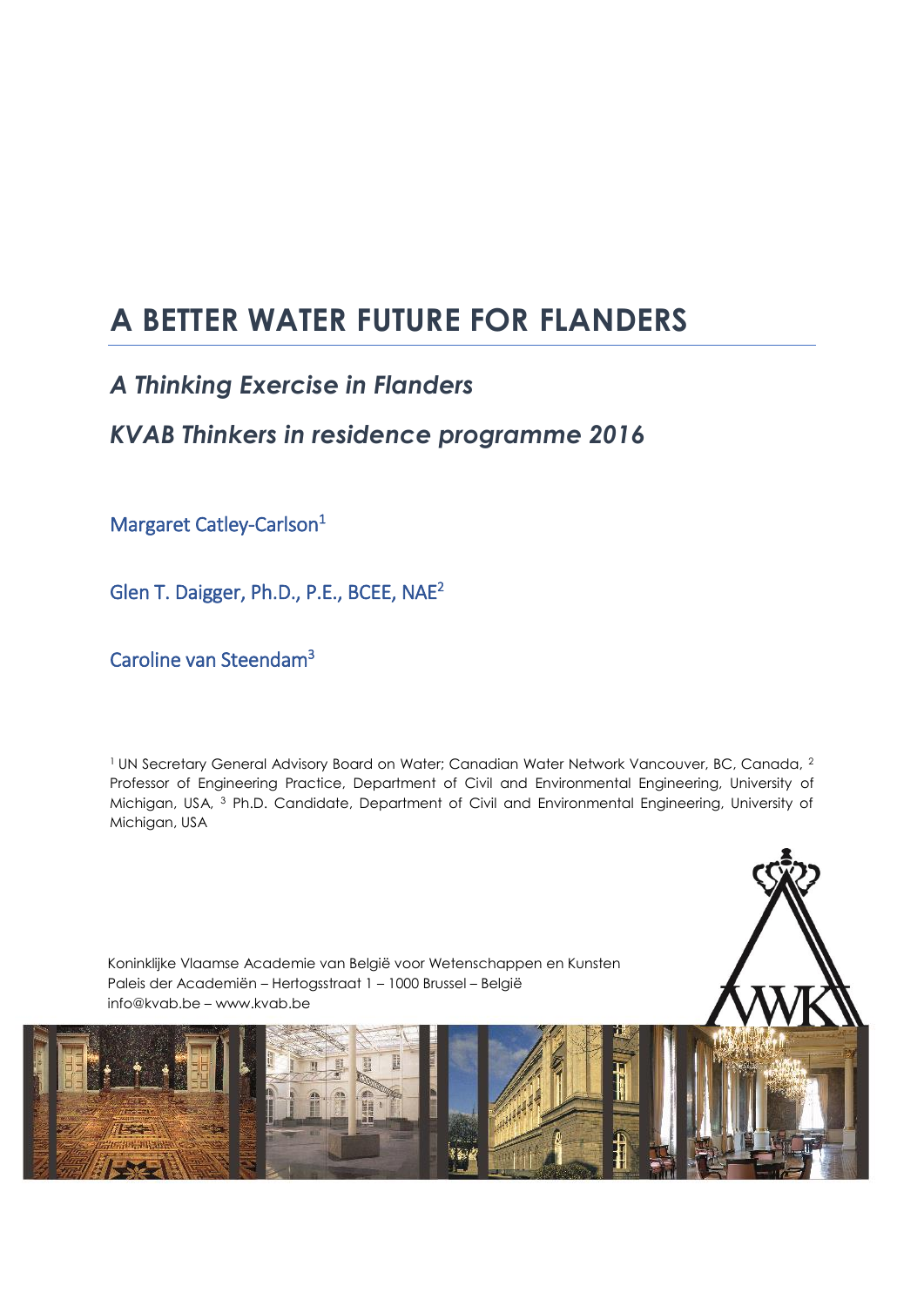# A BETTER WATER FUTURE FOR FLANDERS

## *A Thinking Exercise in Flanders*

## *KVAB Thinkers in residence programme 2016*

Margaret Catley-Carlson[1]

Glen T. Daigger, Ph.D., P.E., BCEE, NAE[2]

Caroline van Steendam[3]

[1] UN Secretary General Advisory Board on Water; Canadian Water Network Vancouver, BC, Canada, [2] Professor of Engineering Practice, Department of Civil and Environmental Engineering, University of Michigan, USA, [3] Ph.D. Candidate, Department of Civil and Environmental Engineering, University of Michigan, USA

Koninklijke Vlaamse Academie van België voor Wetenschappen en Kunsten
Paleis der Academiën – Hertogsstraat 1 – 1000 Brussel – België
info@kvab.be – www.kvab.be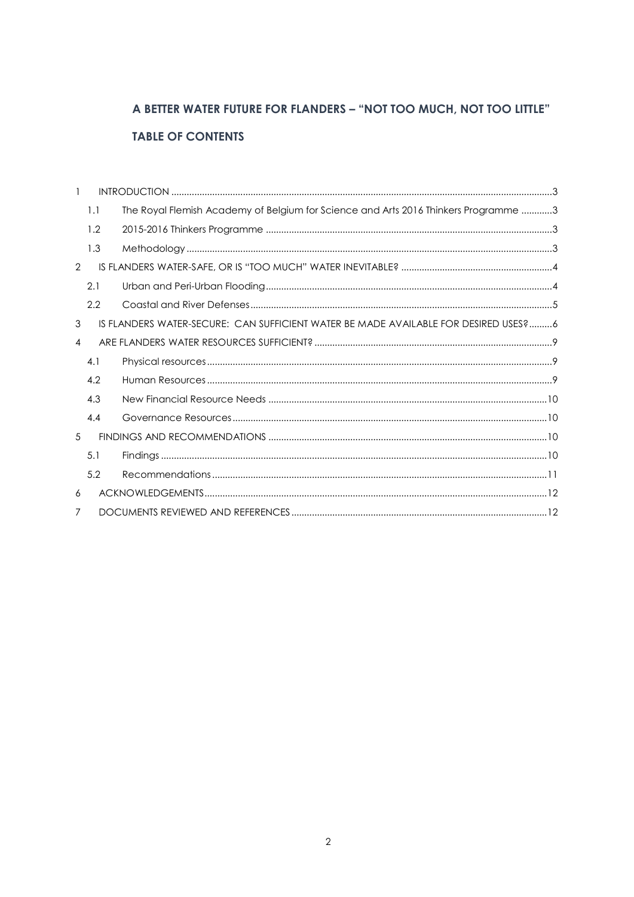# A BETTER WATER FUTURE FOR FLANDERS – "NOT TOO MUCH, NOT TOO LITTLE"

## TABLE OF CONTENTS

1 INTRODUCTION ....................................................................................................................................3
- 1.1 The Royal Flemish Academy of Belgium for Science and Arts 2016 Thinkers Programme ............3
- 1.2 2015-2016 Thinkers Programme ...............................................................................................3
- 1.3 Methodology ..............................................................................................................................3

2 IS FLANDERS WATER-SAFE, OR IS "TOO MUCH" WATER INEVITABLE? ...........................................................4
- 2.1 Urban and Peri-Urban Flooding ..................................................................................................4
- 2.2 Coastal and River Defenses .........................................................................................................5

3 IS FLANDERS WATER-SECURE: CAN SUFFICIENT WATER BE MADE AVAILABLE FOR DESIRED USES?.........6

4 ARE FLANDERS WATER RESOURCES SUFFICIENT? ...........................................................................................9
- 4.1 Physical resources ......................................................................................................................9
- 4.2 Human Resources .......................................................................................................................9
- 4.3 New Financial Resource Needs ..................................................................................................10
- 4.4 Governance Resources ..............................................................................................................10

5 FINDINGS AND RECOMMENDATIONS .............................................................................................................10
- 5.1 Findings .....................................................................................................................................10
- 5.2 Recommendations .....................................................................................................................11

6 ACKNOWLEDGEMENTS.....................................................................................................................................12

7 DOCUMENTS REVIEWED AND REFERENCES ...................................................................................................12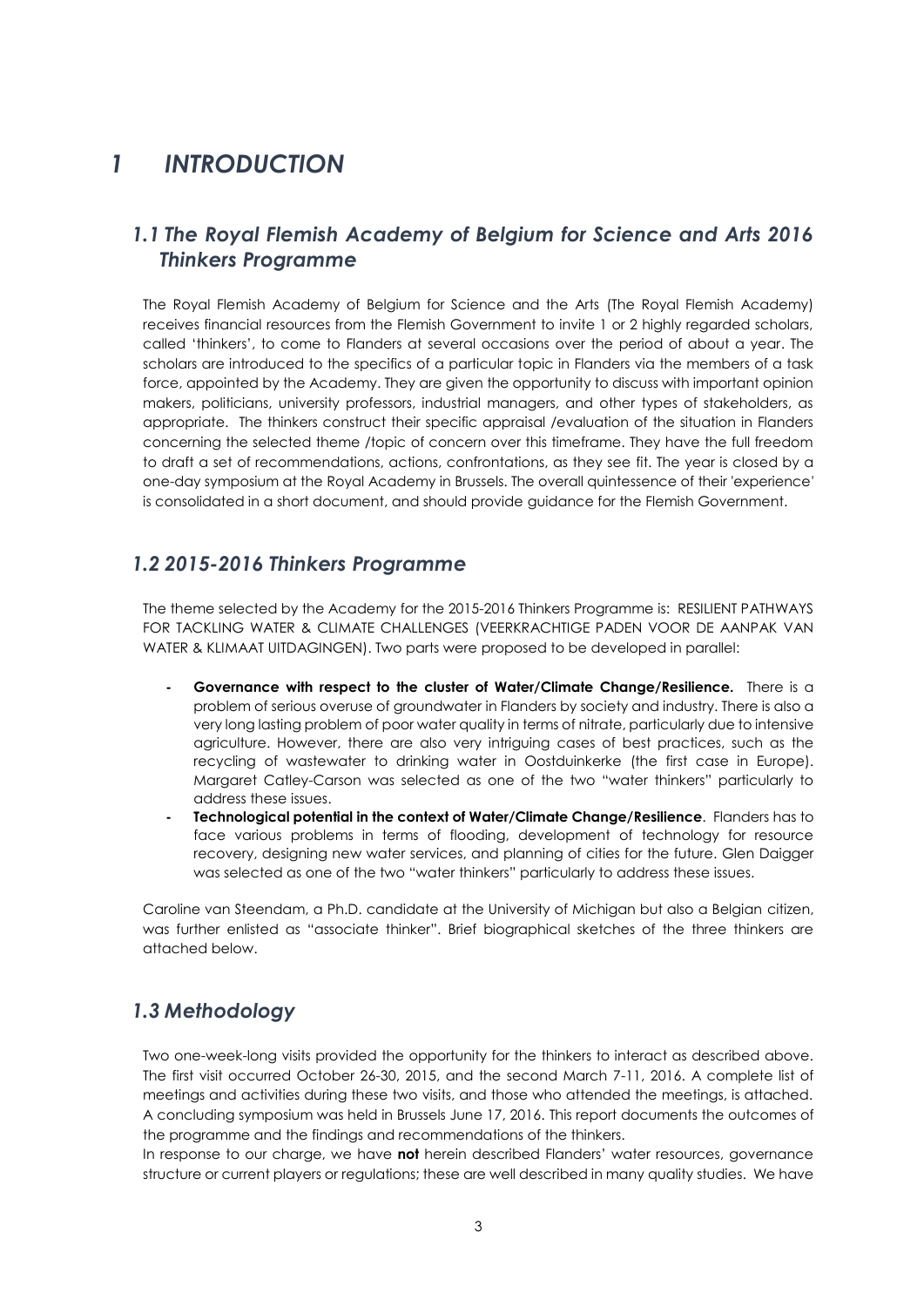# *1 INTRODUCTION*

## *1.1 The Royal Flemish Academy of Belgium for Science and Arts 2016 Thinkers Programme*

The Royal Flemish Academy of Belgium for Science and the Arts (The Royal Flemish Academy) receives financial resources from the Flemish Government to invite 1 or 2 highly regarded scholars, called 'thinkers', to come to Flanders at several occasions over the period of about a year. The scholars are introduced to the specifics of a particular topic in Flanders via the members of a task force, appointed by the Academy. They are given the opportunity to discuss with important opinion makers, politicians, university professors, industrial managers, and other types of stakeholders, as appropriate. The thinkers construct their specific appraisal /evaluation of the situation in Flanders concerning the selected theme /topic of concern over this timeframe. They have the full freedom to draft a set of recommendations, actions, confrontations, as they see fit. The year is closed by a one-day symposium at the Royal Academy in Brussels. The overall quintessence of their 'experience' is consolidated in a short document, and should provide guidance for the Flemish Government.

## *1.2 2015-2016 Thinkers Programme*

The theme selected by the Academy for the 2015-2016 Thinkers Programme is: RESILIENT PATHWAYS FOR TACKLING WATER & CLIMATE CHALLENGES (VEERKRACHTIGE PADEN VOOR DE AANPAK VAN WATER & KLIMAAT UITDAGINGEN). Two parts were proposed to be developed in parallel:

- **Governance with respect to the cluster of Water/Climate Change/Resilience.** There is a problem of serious overuse of groundwater in Flanders by society and industry. There is also a very long lasting problem of poor water quality in terms of nitrate, particularly due to intensive agriculture. However, there are also very intriguing cases of best practices, such as the recycling of wastewater to drinking water in Oostduinkerke (the first case in Europe). Margaret Catley-Carson was selected as one of the two "water thinkers" particularly to address these issues.
- **Technological potential in the context of Water/Climate Change/Resilience**. Flanders has to face various problems in terms of flooding, development of technology for resource recovery, designing new water services, and planning of cities for the future. Glen Daigger was selected as one of the two "water thinkers" particularly to address these issues.

Caroline van Steendam, a Ph.D. candidate at the University of Michigan but also a Belgian citizen, was further enlisted as "associate thinker". Brief biographical sketches of the three thinkers are attached below.

## *1.3 Methodology*

Two one-week-long visits provided the opportunity for the thinkers to interact as described above. The first visit occurred October 26-30, 2015, and the second March 7-11, 2016. A complete list of meetings and activities during these two visits, and those who attended the meetings, is attached. A concluding symposium was held in Brussels June 17, 2016. This report documents the outcomes of the programme and the findings and recommendations of the thinkers.

In response to our charge, we have **not** herein described Flanders' water resources, governance structure or current players or regulations; these are well described in many quality studies. We have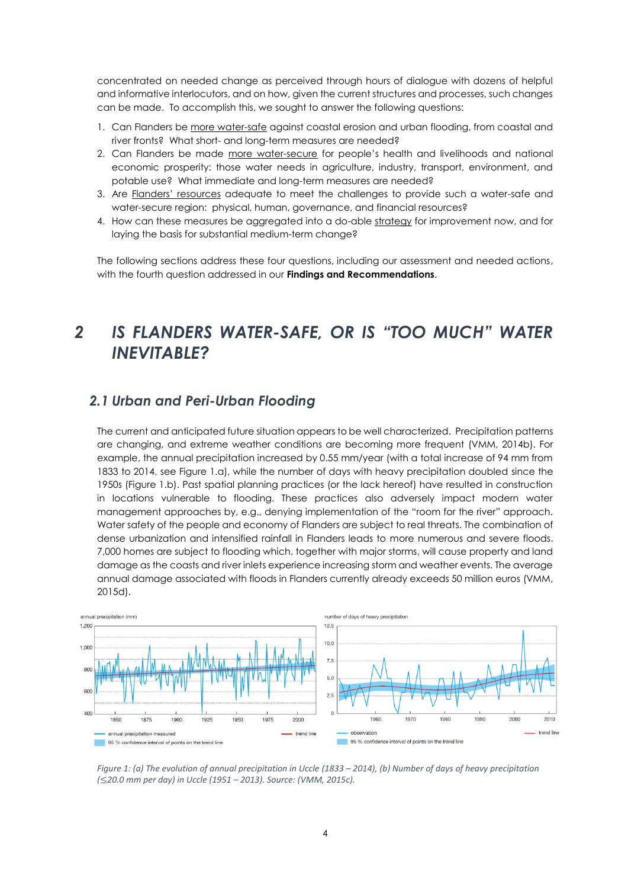concentrated on needed change as perceived through hours of dialogue with dozens of helpful and informative interlocutors, and on how, given the current structures and processes, such changes can be made. To accomplish this, we sought to answer the following questions:

1. Can Flanders be more water-safe against coastal erosion and urban flooding, from coastal and river fronts? What short- and long-term measures are needed?
2. Can Flanders be made more water-secure for people's health and livelihoods and national economic prosperity: those water needs in agriculture, industry, transport, environment, and potable use? What immediate and long-term measures are needed?
3. Are Flanders' resources adequate to meet the challenges to provide such a water-safe and water-secure region: physical, human, governance, and financial resources?
4. How can these measures be aggregated into a do-able strategy for improvement now, and for laying the basis for substantial medium-term change?

The following sections address these four questions, including our assessment and needed actions, with the fourth question addressed in our **Findings and Recommendations**.

# 2 IS FLANDERS WATER-SAFE, OR IS "TOO MUCH" WATER INEVITABLE?

## 2.1 Urban and Peri-Urban Flooding

The current and anticipated future situation appears to be well characterized. Precipitation patterns are changing, and extreme weather conditions are becoming more frequent (VMM, 2014b). For example, the annual precipitation increased by 0.55 mm/year (with a total increase of 94 mm from 1833 to 2014, see Figure 1.a), while the number of days with heavy precipitation doubled since the 1950s (Figure 1.b). Past spatial planning practices (or the lack hereof) have resulted in construction in locations vulnerable to flooding. These practices also adversely impact modern water management approaches by, e.g., denying implementation of the "room for the river" approach. Water safety of the people and economy of Flanders are subject to real threats. The combination of dense urbanization and intensified rainfall in Flanders leads to more numerous and severe floods. 7,000 homes are subject to flooding which, together with major storms, will cause property and land damage as the coasts and river inlets experience increasing storm and weather events. The average annual damage associated with floods in Flanders currently already exceeds 50 million euros (VMM, 2015d).

*Figure 1: (a) The evolution of annual precipitation in Uccle (1833 – 2014), (b) Number of days of heavy precipitation (≤20.0 mm per day) in Uccle (1951 – 2013). Source: (VMM, 2015c).*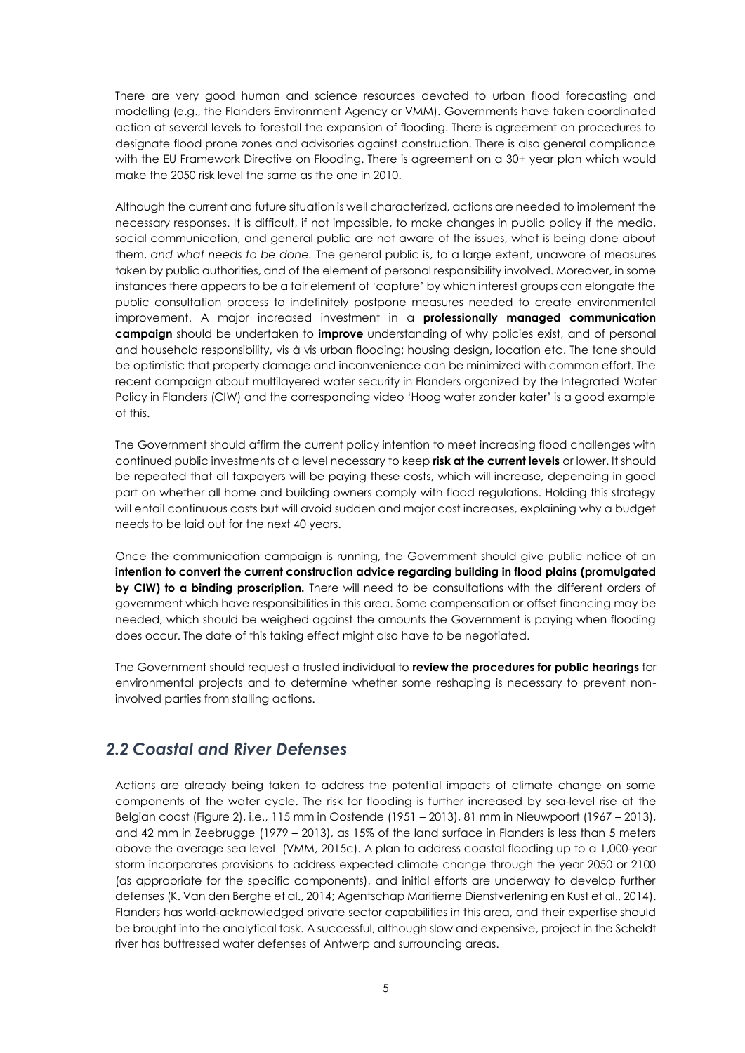There are very good human and science resources devoted to urban flood forecasting and modelling (e.g., the Flanders Environment Agency or VMM). Governments have taken coordinated action at several levels to forestall the expansion of flooding. There is agreement on procedures to designate flood prone zones and advisories against construction. There is also general compliance with the EU Framework Directive on Flooding. There is agreement on a 30+ year plan which would make the 2050 risk level the same as the one in 2010.

Although the current and future situation is well characterized, actions are needed to implement the necessary responses. It is difficult, if not impossible, to make changes in public policy if the media, social communication, and general public are not aware of the issues, what is being done about them, *and what needs to be done.* The general public is, to a large extent, unaware of measures taken by public authorities, and of the element of personal responsibility involved. Moreover, in some instances there appears to be a fair element of 'capture' by which interest groups can elongate the public consultation process to indefinitely postpone measures needed to create environmental improvement. A major increased investment in a **professionally managed communication campaign** should be undertaken to **improve** understanding of why policies exist, and of personal and household responsibility, vis à vis urban flooding: housing design, location etc. The tone should be optimistic that property damage and inconvenience can be minimized with common effort. The recent campaign about multilayered water security in Flanders organized by the Integrated Water Policy in Flanders (CIW) and the corresponding video 'Hoog water zonder kater' is a good example of this.

The Government should affirm the current policy intention to meet increasing flood challenges with continued public investments at a level necessary to keep **risk at the current levels** or lower. It should be repeated that all taxpayers will be paying these costs, which will increase, depending in good part on whether all home and building owners comply with flood regulations. Holding this strategy will entail continuous costs but will avoid sudden and major cost increases, explaining why a budget needs to be laid out for the next 40 years.

Once the communication campaign is running, the Government should give public notice of an **intention to convert the current construction advice regarding building in flood plains (promulgated by CIW) to a binding proscription.** There will need to be consultations with the different orders of government which have responsibilities in this area. Some compensation or offset financing may be needed, which should be weighed against the amounts the Government is paying when flooding does occur. The date of this taking effect might also have to be negotiated.

The Government should request a trusted individual to **review the procedures for public hearings** for environmental projects and to determine whether some reshaping is necessary to prevent non-involved parties from stalling actions.

## *2.2 Coastal and River Defenses*

Actions are already being taken to address the potential impacts of climate change on some components of the water cycle. The risk for flooding is further increased by sea-level rise at the Belgian coast (Figure 2), i.e., 115 mm in Oostende (1951 – 2013), 81 mm in Nieuwpoort (1967 – 2013), and 42 mm in Zeebrugge (1979 – 2013), as 15% of the land surface in Flanders is less than 5 meters above the average sea level (VMM, 2015c). A plan to address coastal flooding up to a 1,000-year storm incorporates provisions to address expected climate change through the year 2050 or 2100 (as appropriate for the specific components), and initial efforts are underway to develop further defenses (K. Van den Berghe et al., 2014; Agentschap Maritieme Dienstverlening en Kust et al., 2014). Flanders has world-acknowledged private sector capabilities in this area, and their expertise should be brought into the analytical task. A successful, although slow and expensive, project in the Scheldt river has buttressed water defenses of Antwerp and surrounding areas.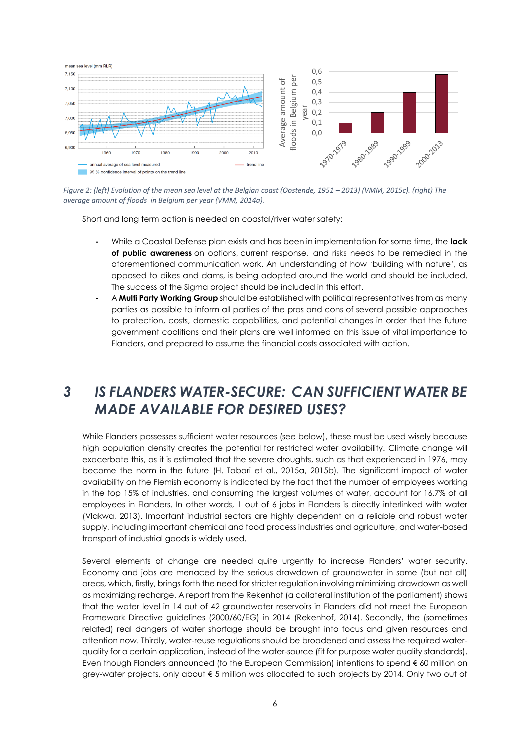*Figure 2: (left) Evolution of the mean sea level at the Belgian coast (Oostende, 1951 – 2013) (VMM, 2015c). (right) The average amount of floods in Belgium per year (VMM, 2014a).*

Short and long term action is needed on coastal/river water safety:

- While a Coastal Defense plan exists and has been in implementation for some time, the **lack of public awareness** on options, current response, and risks needs to be remedied in the aforementioned communication work. An understanding of how 'building with nature', as opposed to dikes and dams, is being adopted around the world and should be included. The success of the Sigma project should be included in this effort.
- A **Multi Party Working Group** should be established with political representatives from as many parties as possible to inform all parties of the pros and cons of several possible approaches to protection, costs, domestic capabilities, and potential changes in order that the future government coalitions and their plans are well informed on this issue of vital importance to Flanders, and prepared to assume the financial costs associated with action.

# 3 IS FLANDERS WATER-SECURE: CAN SUFFICIENT WATER BE MADE AVAILABLE FOR DESIRED USES?

While Flanders possesses sufficient water resources (see below), these must be used wisely because high population density creates the potential for restricted water availability. Climate change will exacerbate this, as it is estimated that the severe droughts, such as that experienced in 1976, may become the norm in the future (H. Tabari et al., 2015a, 2015b). The significant impact of water availability on the Flemish economy is indicated by the fact that the number of employees working in the top 15% of industries, and consuming the largest volumes of water, account for 16.7% of all employees in Flanders. In other words, 1 out of 6 jobs in Flanders is directly interlinked with water (Vlakwa, 2013). Important industrial sectors are highly dependent on a reliable and robust water supply, including important chemical and food process industries and agriculture, and water-based transport of industrial goods is widely used.

Several elements of change are needed quite urgently to increase Flanders' water security. Economy and jobs are menaced by the serious drawdown of groundwater in some (but not all) areas, which, firstly, brings forth the need for stricter regulation involving minimizing drawdown as well as maximizing recharge. A report from the Rekenhof (a collateral institution of the parliament) shows that the water level in 14 out of 42 groundwater reservoirs in Flanders did not meet the European Framework Directive guidelines (2000/60/EG) in 2014 (Rekenhof, 2014). Secondly, the (sometimes related) real dangers of water shortage should be brought into focus and given resources and attention now. Thirdly, water-reuse regulations should be broadened and assess the required water-quality for a certain application, instead of the water-source (fit for purpose water quality standards). Even though Flanders announced (to the European Commission) intentions to spend € 60 million on grey-water projects, only about € 5 million was allocated to such projects by 2014. Only two out of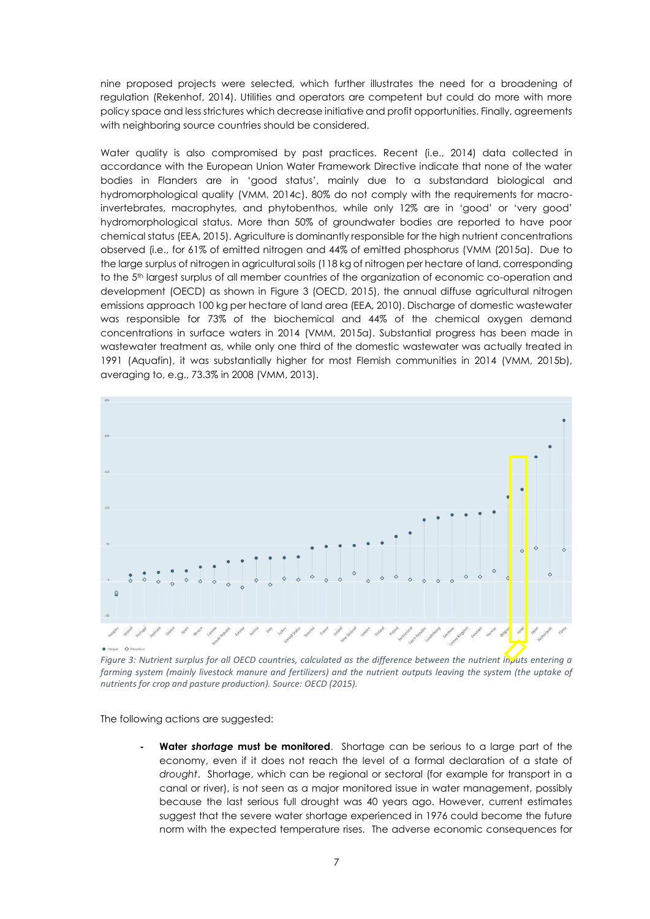nine proposed projects were selected, which further illustrates the need for a broadening of regulation (Rekenhof, 2014). Utilities and operators are competent but could do more with more policy space and less strictures which decrease initiative and profit opportunities. Finally, agreements with neighboring source countries should be considered.

Water quality is also compromised by past practices. Recent (i.e., 2014) data collected in accordance with the European Union Water Framework Directive indicate that none of the water bodies in Flanders are in 'good status', mainly due to a substandard biological and hydromorphological quality (VMM, 2014c). 80% do not comply with the requirements for macro-invertebrates, macrophytes, and phytobenthos, while only 12% are in 'good' or 'very good' hydromorphological status. More than 50% of groundwater bodies are reported to have poor chemical status (EEA, 2015). Agriculture is dominantly responsible for the high nutrient concentrations observed (i.e., for 61% of emitted nitrogen and 44% of emitted phosphorus (VMM (2015a). Due to the large surplus of nitrogen in agricultural soils (118 kg of nitrogen per hectare of land, corresponding to the 5th largest surplus of all member countries of the organization of economic co-operation and development (OECD) as shown in Figure 3 (OECD, 2015), the annual diffuse agricultural nitrogen emissions approach 100 kg per hectare of land area (EEA, 2010). Discharge of domestic wastewater was responsible for 73% of the biochemical and 44% of the chemical oxygen demand concentrations in surface waters in 2014 (VMM, 2015a). Substantial progress has been made in wastewater treatment as, while only one third of the domestic wastewater was actually treated in 1991 (Aquafin), it was substantially higher for most Flemish communities in 2014 (VMM, 2015b), averaging to, e.g., 73.3% in 2008 (VMM, 2013).

*Figure 3: Nutrient surplus for all OECD countries, calculated as the difference between the nutrient inputs entering a farming system (mainly livestock manure and fertilizers) and the nutrient outputs leaving the system (the uptake of nutrients for crop and pasture production). Source: OECD (2015).*

The following actions are suggested:

- **Water *shortage* must be monitored**. Shortage can be serious to a large part of the economy, even if it does not reach the level of a formal declaration of a state of *drought*. Shortage, which can be regional or sectoral (for example for transport in a canal or river), is not seen as a major monitored issue in water management, possibly because the last serious full drought was 40 years ago. However, current estimates suggest that the severe water shortage experienced in 1976 could become the future norm with the expected temperature rises. The adverse economic consequences for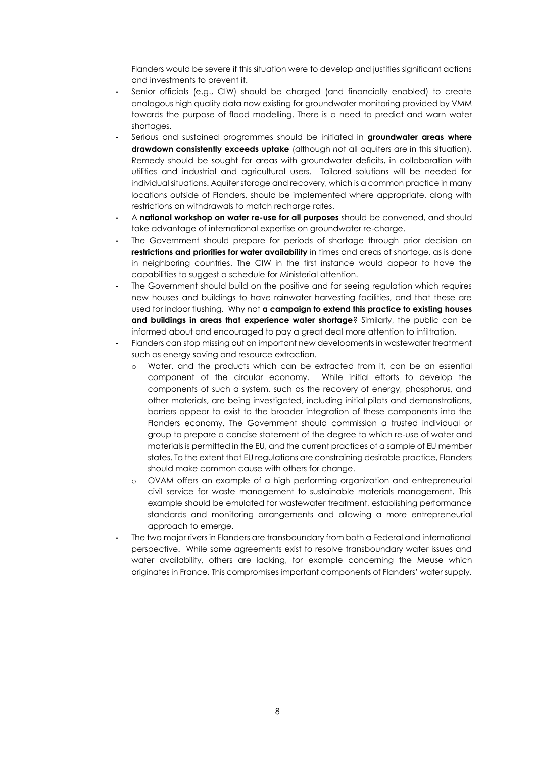Flanders would be severe if this situation were to develop and justifies significant actions and investments to prevent it.

- Senior officials (e.g., CIW) should be charged (and financially enabled) to create analogous high quality data now existing for groundwater monitoring provided by VMM towards the purpose of flood modelling. There is a need to predict and warn water shortages.
- Serious and sustained programmes should be initiated in **groundwater areas where drawdown consistently exceeds uptake** (although *n*ot all aquifers are in this situation). Remedy should be sought for areas with groundwater deficits, in collaboration with utilities and industrial and agricultural users. Tailored solutions will be needed for individual situations. Aquifer storage and recovery, which is a common practice in many locations outside of Flanders, should be implemented where appropriate, along with restrictions on withdrawals to match recharge rates.
- A **national workshop on water re-use for all purposes** should be convened, and should take advantage of international expertise on groundwater re-charge.
- The Government should prepare for periods of shortage through prior decision on **restrictions and priorities for water availability** in times and areas of shortage, as is done in neighboring countries. The CIW in the first instance would appear to have the capabilities to suggest a schedule for Ministerial attention.
- The Government should build on the positive and far seeing regulation which requires new houses and buildings to have rainwater harvesting facilities, and that these are used for indoor flushing. Why not **a campaign to extend this practice to existing houses and buildings in areas that experience water shortage**? Similarly, the public can be informed about and encouraged to pay a great deal more attention to infiltration.
- Flanders can stop missing out on important new developments in wastewater treatment such as energy saving and resource extraction.
  - Water, and the products which can be extracted from it, can be an essential component of the circular economy. While initial efforts to develop the components of such a system, such as the recovery of energy, phosphorus, and other materials, are being investigated, including initial pilots and demonstrations, barriers appear to exist to the broader integration of these components into the Flanders economy. The Government should commission a trusted individual or group to prepare a concise statement of the degree to which re-use of water and materials is permitted in the EU, and the current practices of a sample of EU member states. To the extent that EU regulations are constraining desirable practice, Flanders should make common cause with others for change.
  - OVAM offers an example of a high performing organization and entrepreneurial civil service for waste management to sustainable materials management. This example should be emulated for wastewater treatment, establishing performance standards and monitoring arrangements and allowing a more entrepreneurial approach to emerge.
- The two major rivers in Flanders are transboundary from both a Federal and international perspective. While some agreements exist to resolve transboundary water issues and water availability, others are lacking, for example concerning the Meuse which originates in France. This compromises important components of Flanders' water supply.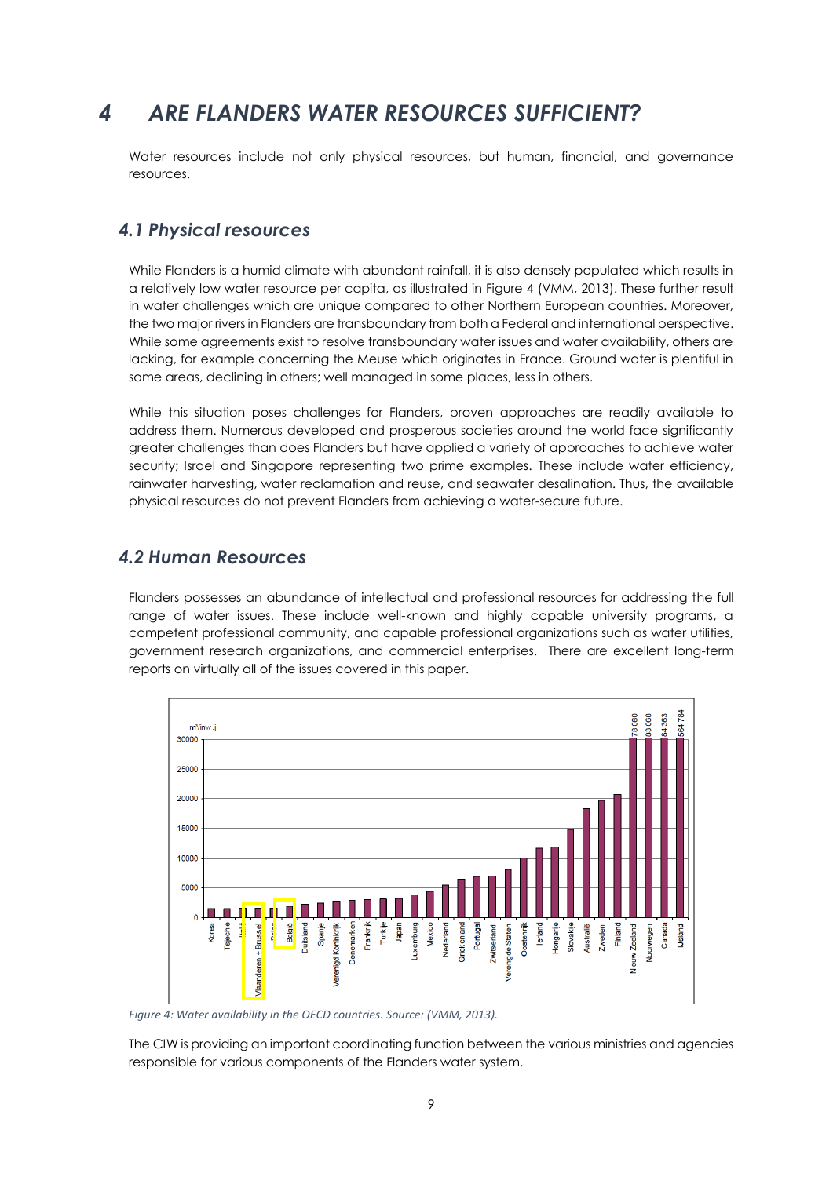# 4 ARE FLANDERS WATER RESOURCES SUFFICIENT?

Water resources include not only physical resources, but human, financial, and governance resources.

## 4.1 Physical resources

While Flanders is a humid climate with abundant rainfall, it is also densely populated which results in a relatively low water resource per capita, as illustrated in Figure 4 (VMM, 2013). These further result in water challenges which are unique compared to other Northern European countries. Moreover, the two major rivers in Flanders are transboundary from both a Federal and international perspective. While some agreements exist to resolve transboundary water issues and water availability, others are lacking, for example concerning the Meuse which originates in France. Ground water is plentiful in some areas, declining in others; well managed in some places, less in others.

While this situation poses challenges for Flanders, proven approaches are readily available to address them. Numerous developed and prosperous societies around the world face significantly greater challenges than does Flanders but have applied a variety of approaches to achieve water security; Israel and Singapore representing two prime examples. These include water efficiency, rainwater harvesting, water reclamation and reuse, and seawater desalination. Thus, the available physical resources do not prevent Flanders from achieving a water-secure future.

## 4.2 Human Resources

Flanders possesses an abundance of intellectual and professional resources for addressing the full range of water issues. These include well-known and highly capable university programs, a competent professional community, and capable professional organizations such as water utilities, government research organizations, and commercial enterprises. There are excellent long-term reports on virtually all of the issues covered in this paper.

*Figure 4: Water availability in the OECD countries. Source: (VMM, 2013).*

The CIW is providing an important coordinating function between the various ministries and agencies responsible for various components of the Flanders water system.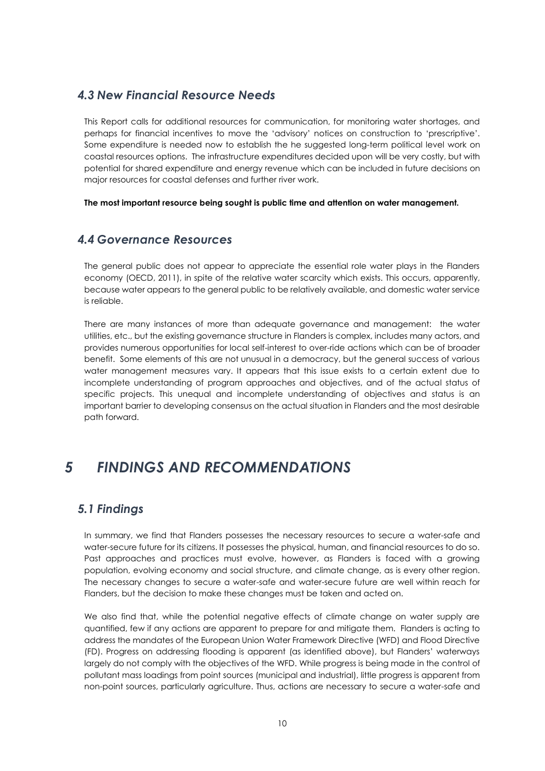## *4.3 New Financial Resource Needs*

This Report calls for additional resources for communication, for monitoring water shortages, and perhaps for financial incentives to move the 'advisory' notices on construction to 'prescriptive'. Some expenditure is needed now to establish the he suggested long-term political level work on coastal resources options. The infrastructure expenditures decided upon will be very costly, but with potential for shared expenditure and energy revenue which can be included in future decisions on major resources for coastal defenses and further river work.

**The most important resource being sought is public time and attention on water management.**

## *4.4 Governance Resources*

The general public does not appear to appreciate the essential role water plays in the Flanders economy (OECD, 2011), in spite of the relative water scarcity which exists. This occurs, apparently, because water appears to the general public to be relatively available, and domestic water service is reliable.

There are many instances of more than adequate governance and management: the water utilities, etc., but the existing governance structure in Flanders is complex, includes many actors, and provides numerous opportunities for local self-interest to over-ride actions which can be of broader benefit. Some elements of this are not unusual in a democracy, but the general success of various water management measures vary. It appears that this issue exists to a certain extent due to incomplete understanding of program approaches and objectives, and of the actual status of specific projects. This unequal and incomplete understanding of objectives and status is an important barrier to developing consensus on the actual situation in Flanders and the most desirable path forward.

# *5 FINDINGS AND RECOMMENDATIONS*

## *5.1 Findings*

In summary, we find that Flanders possesses the necessary resources to secure a water-safe and water-secure future for its citizens. It possesses the physical, human, and financial resources to do so. Past approaches and practices must evolve, however, as Flanders is faced with a growing population, evolving economy and social structure, and climate change, as is every other region. The necessary changes to secure a water-safe and water-secure future are well within reach for Flanders, but the decision to make these changes must be taken and acted on.

We also find that, while the potential negative effects of climate change on water supply are quantified, few if any actions are apparent to prepare for and mitigate them. Flanders is acting to address the mandates of the European Union Water Framework Directive (WFD) and Flood Directive (FD). Progress on addressing flooding is apparent (as identified above), but Flanders' waterways largely do not comply with the objectives of the WFD. While progress is being made in the control of pollutant mass loadings from point sources (municipal and industrial), little progress is apparent from non-point sources, particularly agriculture. Thus, actions are necessary to secure a water-safe and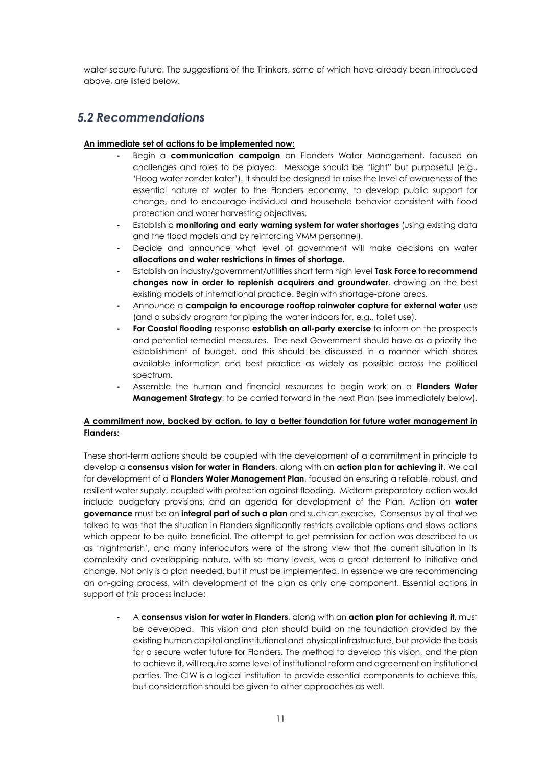water-secure-future. The suggestions of the Thinkers, some of which have already been introduced above, are listed below.

## *5.2 Recommendations*

**An immediate set of actions to be implemented now:**

- Begin a **communication campaign** on Flanders Water Management, focused on challenges and roles to be played. Message should be "light" but purposeful (e.g., 'Hoog water zonder kater'). It should be designed to raise the level of awareness of the essential nature of water to the Flanders economy, to develop public support for change, and to encourage individual and household behavior consistent with flood protection and water harvesting objectives.
- Establish a **monitoring and early warning system for water shortages** (using existing data and the flood models and by reinforcing VMM personnel).
- Decide and announce what level of government will make decisions on water **allocations and water restrictions in times of shortage.**
- Establish an industry/government/utilities short term high level **Task Force to recommend changes now in order to replenish acquirers and groundwater**, drawing on the best existing models of international practice. Begin with shortage-prone areas.
- Announce a **campaign to encourage rooftop rainwater capture for external water** use (and a subsidy program for piping the water indoors for, e.g., toilet use).
- **For Coastal flooding** response **establish an all-party exercise** to inform on the prospects and potential remedial measures. The next Government should have as a priority the establishment of budget, and this should be discussed in a manner which shares available information and best practice as widely as possible across the political spectrum.
- Assemble the human and financial resources to begin work on a **Flanders Water Management Strategy**, to be carried forward in the next Plan (see immediately below).

**A commitment now, backed by action, to lay a better foundation for future water management in Flanders:**

These short-term actions should be coupled with the development of a commitment in principle to develop a **consensus vision for water in Flanders**, along with an **action plan for achieving it**. We call for development of a **Flanders Water Management Plan**, focused on ensuring a reliable, robust, and resilient water supply, coupled with protection against flooding. Midterm preparatory action would include budgetary provisions, and an agenda for development of the Plan. Action on **water governance** must be an **integral part of such a plan** and such an exercise. Consensus by all that we talked to was that the situation in Flanders significantly restricts available options and slows actions which appear to be quite beneficial. The attempt to get permission for action was described to us as 'nightmarish', and many interlocutors were of the strong view that the current situation in its complexity and overlapping nature, with so many levels, was a great deterrent to initiative and change. Not only is a plan needed, but it must be implemented. In essence we are recommending an on-going process, with development of the plan as only one component. Essential actions in support of this process include:

- A **consensus vision for water in Flanders**, along with an **action plan for achieving it**, must be developed. This vision and plan should build on the foundation provided by the existing human capital and institutional and physical infrastructure, but provide the basis for a secure water future for Flanders. The method to develop this vision, and the plan to achieve it, will require some level of institutional reform and agreement on institutional parties. The CIW is a logical institution to provide essential components to achieve this, but consideration should be given to other approaches as well.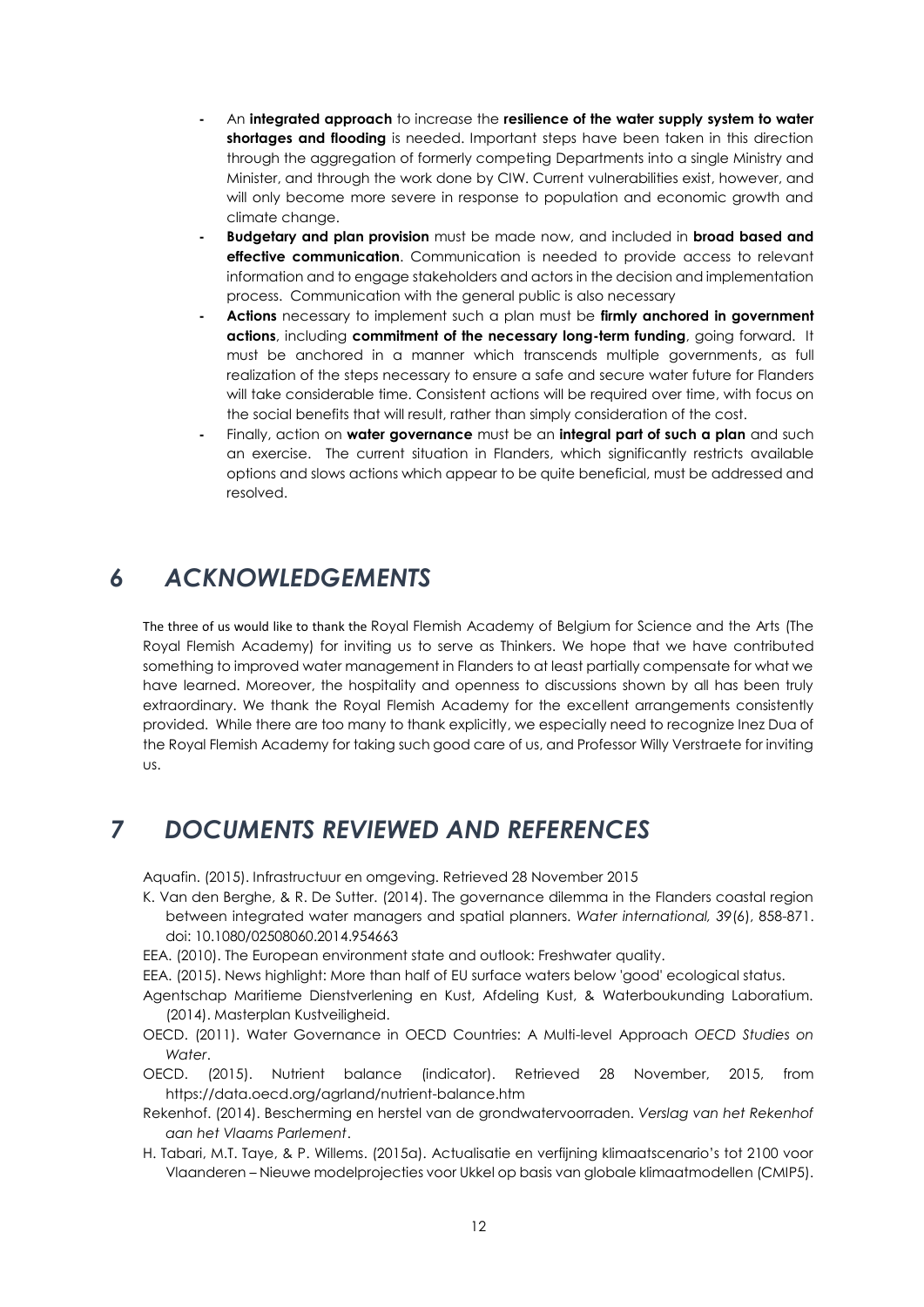- An **integrated approach** to increase the **resilience of the water supply system to water shortages and flooding** is needed. Important steps have been taken in this direction through the aggregation of formerly competing Departments into a single Ministry and Minister, and through the work done by CIW. Current vulnerabilities exist, however, and will only become more severe in response to population and economic growth and climate change.
- **Budgetary and plan provision** must be made now, and included in **broad based and effective communication**. Communication is needed to provide access to relevant information and to engage stakeholders and actors in the decision and implementation process. Communication with the general public is also necessary
- **Actions** necessary to implement such a plan must be **firmly anchored in government actions**, including **commitment of the necessary long-term funding**, going forward. It must be anchored in a manner which transcends multiple governments, as full realization of the steps necessary to ensure a safe and secure water future for Flanders will take considerable time. Consistent actions will be required over time, with focus on the social benefits that will result, rather than simply consideration of the cost.
- Finally, action on **water governance** must be an **integral part of such a plan** and such an exercise. The current situation in Flanders, which significantly restricts available options and slows actions which appear to be quite beneficial, must be addressed and resolved.

# 6 ACKNOWLEDGEMENTS

The three of us would like to thank the Royal Flemish Academy of Belgium for Science and the Arts (The Royal Flemish Academy) for inviting us to serve as Thinkers. We hope that we have contributed something to improved water management in Flanders to at least partially compensate for what we have learned. Moreover, the hospitality and openness to discussions shown by all has been truly extraordinary. We thank the Royal Flemish Academy for the excellent arrangements consistently provided. While there are too many to thank explicitly, we especially need to recognize Inez Dua of the Royal Flemish Academy for taking such good care of us, and Professor Willy Verstraete for inviting us.

# 7 DOCUMENTS REVIEWED AND REFERENCES

Aquafin. (2015). Infrastructuur en omgeving. Retrieved 28 November 2015

K. Van den Berghe, & R. De Sutter. (2014). The governance dilemma in the Flanders coastal region between integrated water managers and spatial planners. *Water international, 39*(6), 858-871. doi: 10.1080/02508060.2014.954663

EEA. (2010). The European environment state and outlook: Freshwater quality.

EEA. (2015). News highlight: More than half of EU surface waters below 'good' ecological status.

Agentschap Maritieme Dienstverlening en Kust, Afdeling Kust, & Waterboukunding Laboratium. (2014). Masterplan Kustveiligheid.

OECD. (2011). Water Governance in OECD Countries: A Multi-level Approach *OECD Studies on Water*.

OECD. (2015). Nutrient balance (indicator). Retrieved 28 November, 2015, from https://data.oecd.org/agrland/nutrient-balance.htm

Rekenhof. (2014). Bescherming en herstel van de grondwatervoorraden. *Verslag van het Rekenhof aan het Vlaams Parlement*.

H. Tabari, M.T. Taye, & P. Willems. (2015a). Actualisatie en verfijning klimaatscenario's tot 2100 voor Vlaanderen – Nieuwe modelprojecties voor Ukkel op basis van globale klimaatmodellen (CMIP5).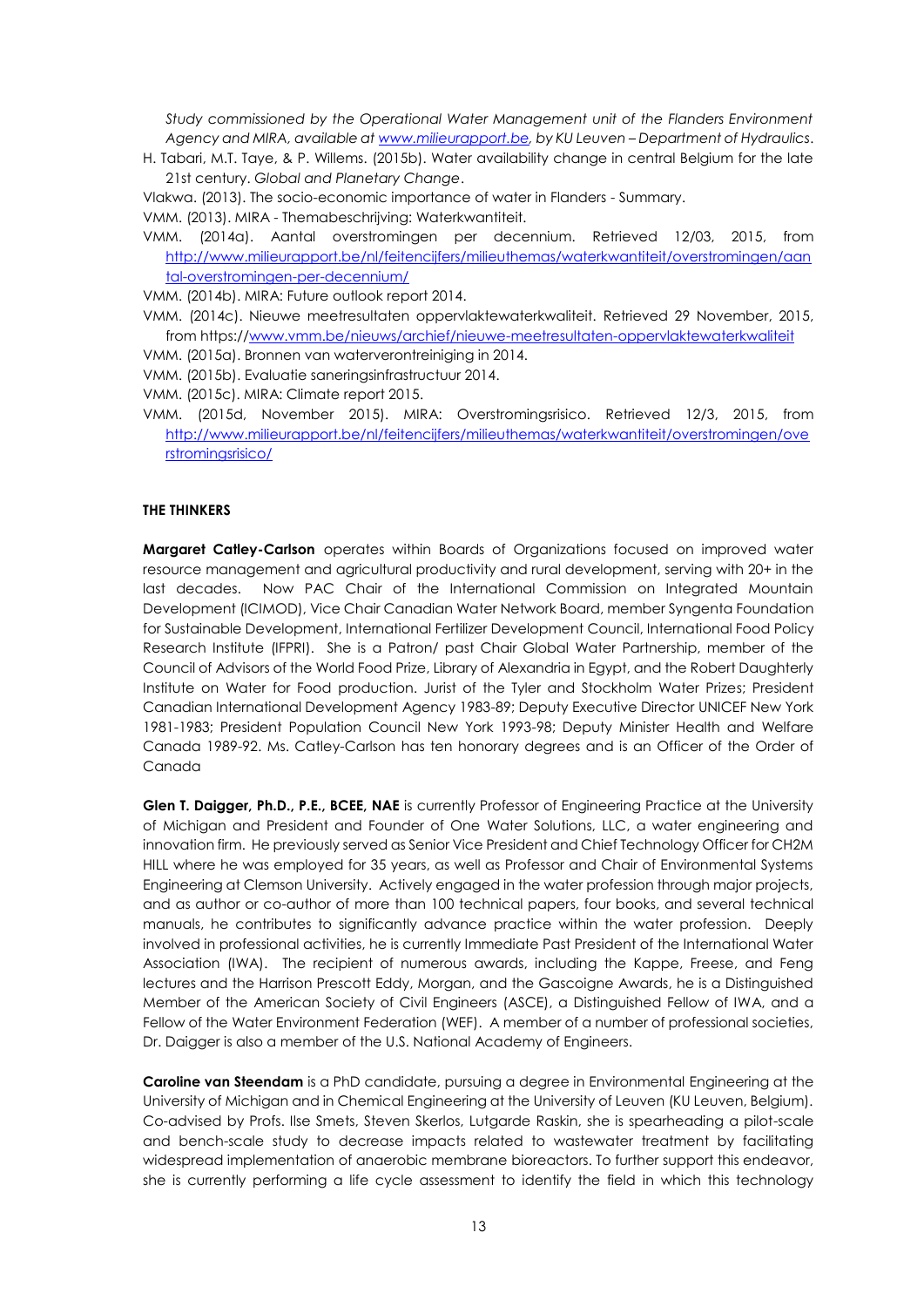*Study commissioned by the Operational Water Management unit of the Flanders Environment Agency and MIRA, available at [www.milieurapport.be](www.milieurapport.be), by KU Leuven – Department of Hydraulics*.

H. Tabari, M.T. Taye, & P. Willems. (2015b). Water availability change in central Belgium for the late 21st century. *Global and Planetary Change*.

Vlakwa. (2013). The socio-economic importance of water in Flanders - Summary.

VMM. (2013). MIRA - Themabeschrijving: Waterkwantiteit.

VMM. (2014a). Aantal overstromingen per decennium. Retrieved 12/03, 2015, from [http://www.milieurapport.be/nl/feitencijfers/milieuthemas/waterkwantiteit/overstromingen/aantal-overstromingen-per-decennium/](http://www.milieurapport.be/nl/feitencijfers/milieuthemas/waterkwantiteit/overstromingen/aantal-overstromingen-per-decennium/)

VMM. (2014b). MIRA: Future outlook report 2014.

VMM. (2014c). Nieuwe meetresultaten oppervlaktewaterkwaliteit. Retrieved 29 November, 2015, from https://[www.vmm.be/nieuws/archief/nieuwe-meetresultaten-oppervlaktewaterkwaliteit](www.vmm.be/nieuws/archief/nieuwe-meetresultaten-oppervlaktewaterkwaliteit)

VMM. (2015a). Bronnen van waterverontreiniging in 2014.

VMM. (2015b). Evaluatie saneringsinfrastructuur 2014.

VMM. (2015c). MIRA: Climate report 2015.

VMM. (2015d, November 2015). MIRA: Overstromingsrisico. Retrieved 12/3, 2015, from [http://www.milieurapport.be/nl/feitencijfers/milieuthemas/waterkwantiteit/overstromingen/overstromingsrisico/](http://www.milieurapport.be/nl/feitencijfers/milieuthemas/waterkwantiteit/overstromingen/overstromingsrisico/)

## THE THINKERS

**Margaret Catley-Carlson** operates within Boards of Organizations focused on improved water resource management and agricultural productivity and rural development, serving with 20+ in the last decades. Now PAC Chair of the International Commission on Integrated Mountain Development (ICIMOD), Vice Chair Canadian Water Network Board, member Syngenta Foundation for Sustainable Development, International Fertilizer Development Council, International Food Policy Research Institute (IFPRI). She is a Patron/ past Chair Global Water Partnership, member of the Council of Advisors of the World Food Prize, Library of Alexandria in Egypt, and the Robert Daughterly Institute on Water for Food production. Jurist of the Tyler and Stockholm Water Prizes; President Canadian International Development Agency 1983-89; Deputy Executive Director UNICEF New York 1981-1983; President Population Council New York 1993-98; Deputy Minister Health and Welfare Canada 1989-92. Ms. Catley-Carlson has ten honorary degrees and is an Officer of the Order of Canada

**Glen T. Daigger, Ph.D., P.E., BCEE, NAE** is currently Professor of Engineering Practice at the University of Michigan and President and Founder of One Water Solutions, LLC, a water engineering and innovation firm. He previously served as Senior Vice President and Chief Technology Officer for CH2M HILL where he was employed for 35 years, as well as Professor and Chair of Environmental Systems Engineering at Clemson University. Actively engaged in the water profession through major projects, and as author or co-author of more than 100 technical papers, four books, and several technical manuals, he contributes to significantly advance practice within the water profession. Deeply involved in professional activities, he is currently Immediate Past President of the International Water Association (IWA). The recipient of numerous awards, including the Kappe, Freese, and Feng lectures and the Harrison Prescott Eddy, Morgan, and the Gascoigne Awards, he is a Distinguished Member of the American Society of Civil Engineers (ASCE), a Distinguished Fellow of IWA, and a Fellow of the Water Environment Federation (WEF). A member of a number of professional societies, Dr. Daigger is also a member of the U.S. National Academy of Engineers.

**Caroline van Steendam** is a PhD candidate, pursuing a degree in Environmental Engineering at the University of Michigan and in Chemical Engineering at the University of Leuven (KU Leuven, Belgium). Co-advised by Profs. Ilse Smets, Steven Skerlos, Lutgarde Raskin, she is spearheading a pilot-scale and bench-scale study to decrease impacts related to wastewater treatment by facilitating widespread implementation of anaerobic membrane bioreactors. To further support this endeavor, she is currently performing a life cycle assessment to identify the field in which this technology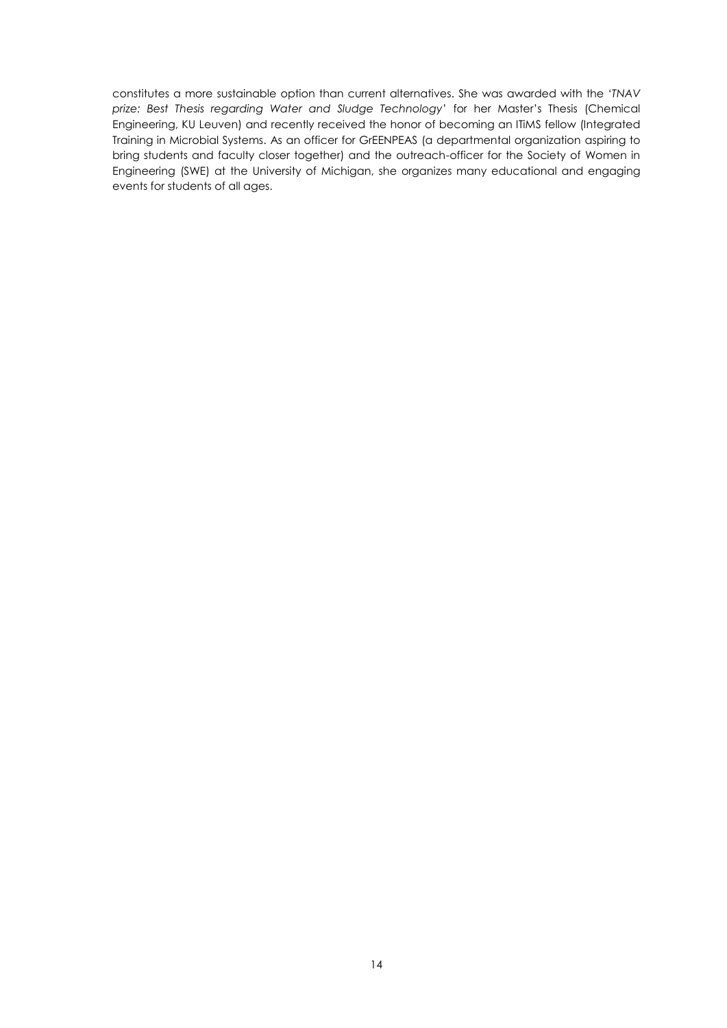constitutes a more sustainable option than current alternatives. She was awarded with the '*TNAV prize: Best Thesis regarding Water and Sludge Technology*' for her Master's Thesis (Chemical Engineering, KU Leuven) and recently received the honor of becoming an ITiMS fellow (Integrated Training in Microbial Systems. As an officer for GrEENPEAS (a departmental organization aspiring to bring students and faculty closer together) and the outreach-officer for the Society of Women in Engineering (SWE) at the University of Michigan, she organizes many educational and engaging events for students of all ages.